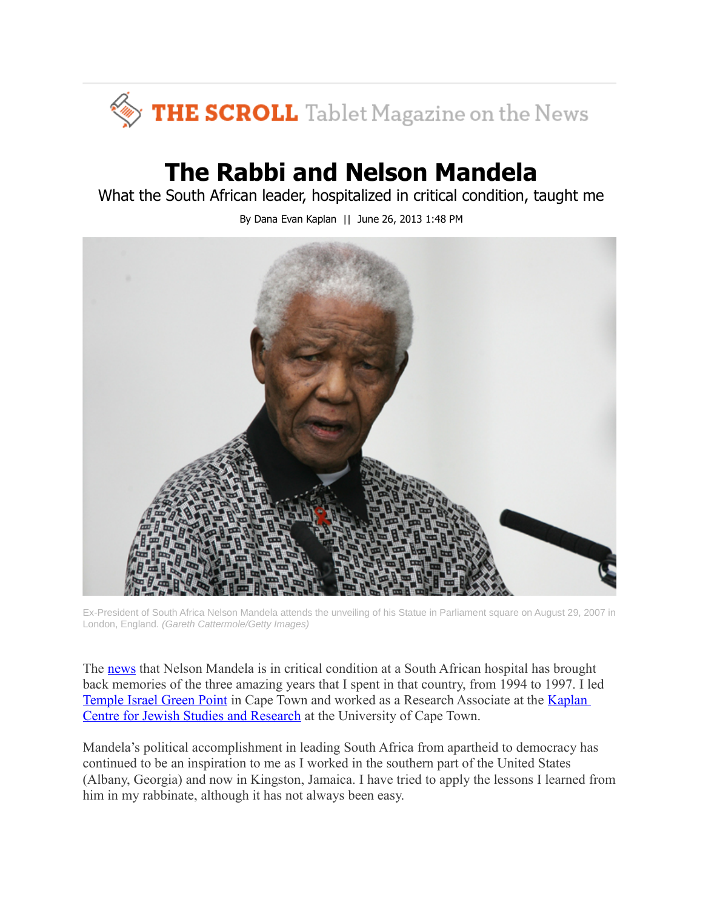THE SCROLL Tablet Magazine on the News

# The Rabbi and Nelson Mandela

What the South African leader, hospitalized in critical condition, taught me

By Dana Evan Kaplan || June 26, 2013 1:48 PM

Ex-President of South Africa Nelson Mandela attends the unveiling of his Statue in Parliament square on August 29, 2007 in London, England. *(Gareth Cattermole/Getty Images)*

The news that Nelson Mandela is in critical condition at a South African hospital has brought back memories of the three amazing years that I spent in that country, from 1994 to 1997. I led Temple Israel Green Point in Cape Town and worked as a Research Associate at the Kaplan Centre for Jewish Studies and Research at the University of Cape Town.

Mandela's political accomplishment in leading South Africa from apartheid to democracy has continued to be an inspiration to me as I worked in the southern part of the United States (Albany, Georgia) and now in Kingston, Jamaica. I have tried to apply the lessons I learned from him in my rabbinate, although it has not always been easy.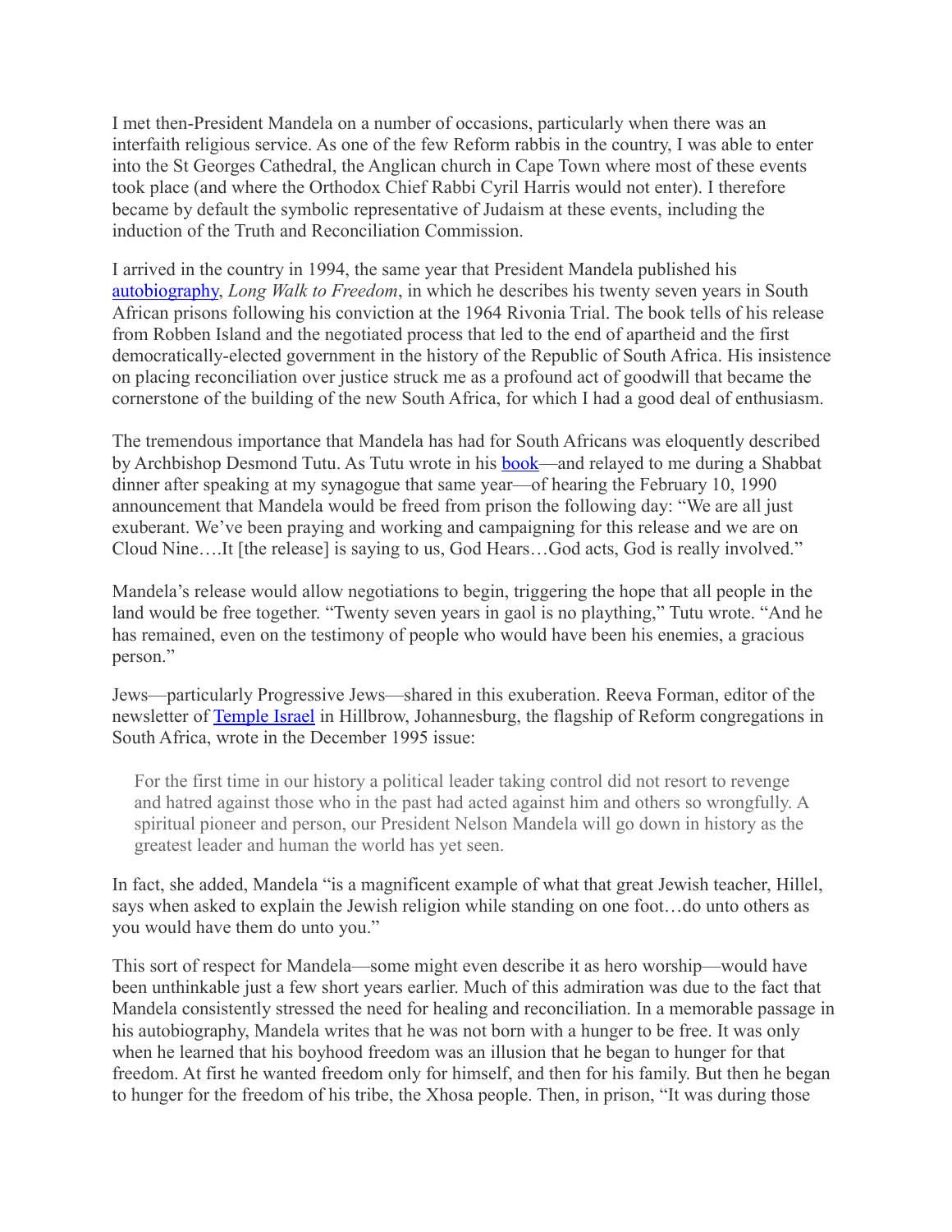I met then-President Mandela on a number of occasions, particularly when there was an interfaith religious service. As one of the few Reform rabbis in the country, I was able to enter into the St Georges Cathedral, the Anglican church in Cape Town where most of these events took place (and where the Orthodox Chief Rabbi Cyril Harris would not enter). I therefore became by default the symbolic representative of Judaism at these events, including the induction of the Truth and Reconciliation Commission.

I arrived in the country in 1994, the same year that President Mandela published his autobiography, *Long Walk to Freedom*, in which he describes his twenty seven years in South African prisons following his conviction at the 1964 Rivonia Trial. The book tells of his release from Robben Island and the negotiated process that led to the end of apartheid and the first democratically-elected government in the history of the Republic of South Africa. His insistence on placing reconciliation over justice struck me as a profound act of goodwill that became the cornerstone of the building of the new South Africa, for which I had a good deal of enthusiasm.

The tremendous importance that Mandela has had for South Africans was eloquently described by Archbishop Desmond Tutu. As Tutu wrote in his book—and relayed to me during a Shabbat dinner after speaking at my synagogue that same year—of hearing the February 10, 1990 announcement that Mandela would be freed from prison the following day: "We are all just exuberant. We've been praying and working and campaigning for this release and we are on Cloud Nine….It [the release] is saying to us, God Hears…God acts, God is really involved."

Mandela's release would allow negotiations to begin, triggering the hope that all people in the land would be free together. "Twenty seven years in gaol is no plaything," Tutu wrote. "And he has remained, even on the testimony of people who would have been his enemies, a gracious person."

Jews—particularly Progressive Jews—shared in this exuberation. Reeva Forman, editor of the newsletter of Temple Israel in Hillbrow, Johannesburg, the flagship of Reform congregations in South Africa, wrote in the December 1995 issue:

> For the first time in our history a political leader taking control did not resort to revenge and hatred against those who in the past had acted against him and others so wrongfully. A spiritual pioneer and person, our President Nelson Mandela will go down in history as the greatest leader and human the world has yet seen.

In fact, she added, Mandela "is a magnificent example of what that great Jewish teacher, Hillel, says when asked to explain the Jewish religion while standing on one foot…do unto others as you would have them do unto you."

This sort of respect for Mandela—some might even describe it as hero worship—would have been unthinkable just a few short years earlier. Much of this admiration was due to the fact that Mandela consistently stressed the need for healing and reconciliation. In a memorable passage in his autobiography, Mandela writes that he was not born with a hunger to be free. It was only when he learned that his boyhood freedom was an illusion that he began to hunger for that freedom. At first he wanted freedom only for himself, and then for his family. But then he began to hunger for the freedom of his tribe, the Xhosa people. Then, in prison, "It was during those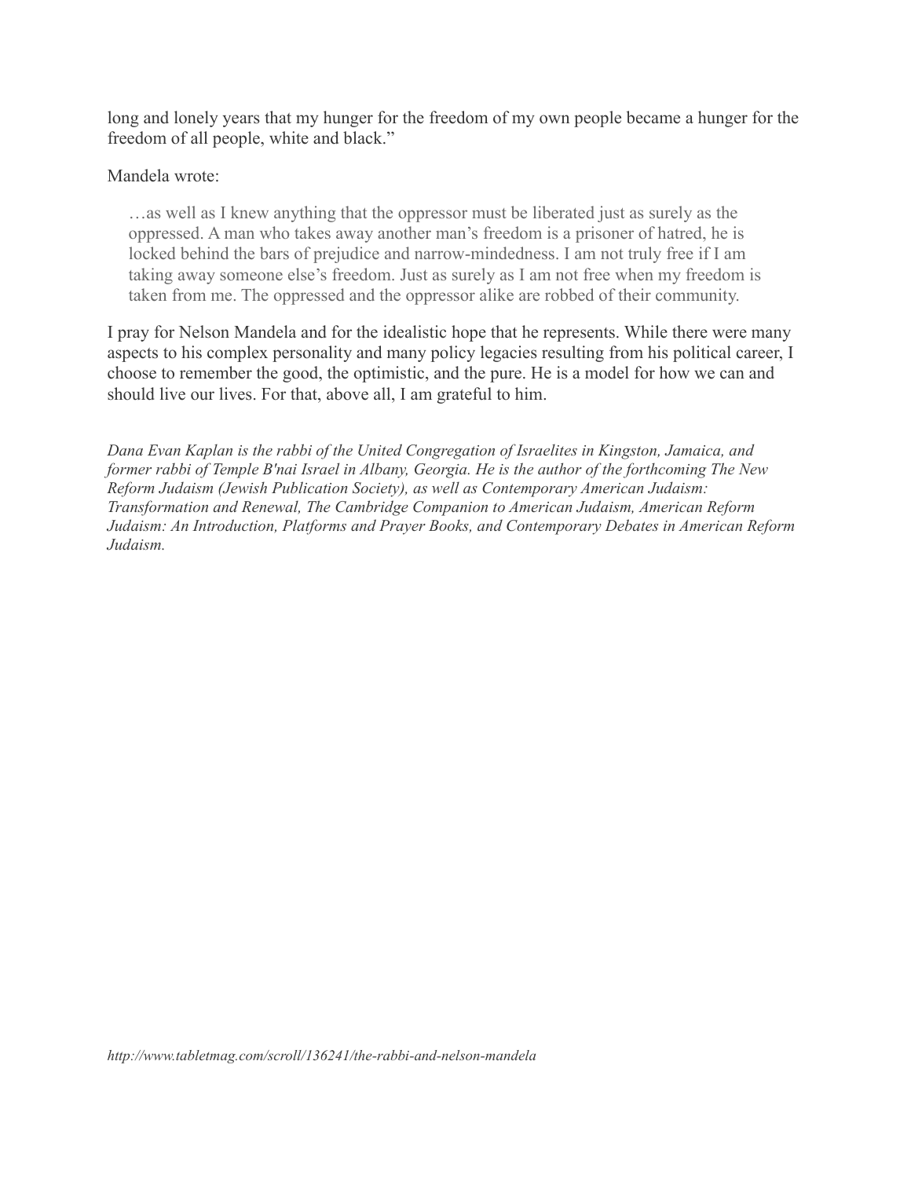long and lonely years that my hunger for the freedom of my own people became a hunger for the freedom of all people, white and black."

Mandela wrote:

> …as well as I knew anything that the oppressor must be liberated just as surely as the oppressed. A man who takes away another man's freedom is a prisoner of hatred, he is locked behind the bars of prejudice and narrow-mindedness. I am not truly free if I am taking away someone else's freedom. Just as surely as I am not free when my freedom is taken from me. The oppressed and the oppressor alike are robbed of their community.

I pray for Nelson Mandela and for the idealistic hope that he represents. While there were many aspects to his complex personality and many policy legacies resulting from his political career, I choose to remember the good, the optimistic, and the pure. He is a model for how we can and should live our lives. For that, above all, I am grateful to him.

*Dana Evan Kaplan is the rabbi of the United Congregation of Israelites in Kingston, Jamaica, and former rabbi of Temple B'nai Israel in Albany, Georgia. He is the author of the forthcoming The New Reform Judaism (Jewish Publication Society), as well as Contemporary American Judaism: Transformation and Renewal, The Cambridge Companion to American Judaism, American Reform Judaism: An Introduction, Platforms and Prayer Books, and Contemporary Debates in American Reform Judaism.*

*http://www.tabletmag.com/scroll/136241/the-rabbi-and-nelson-mandela*